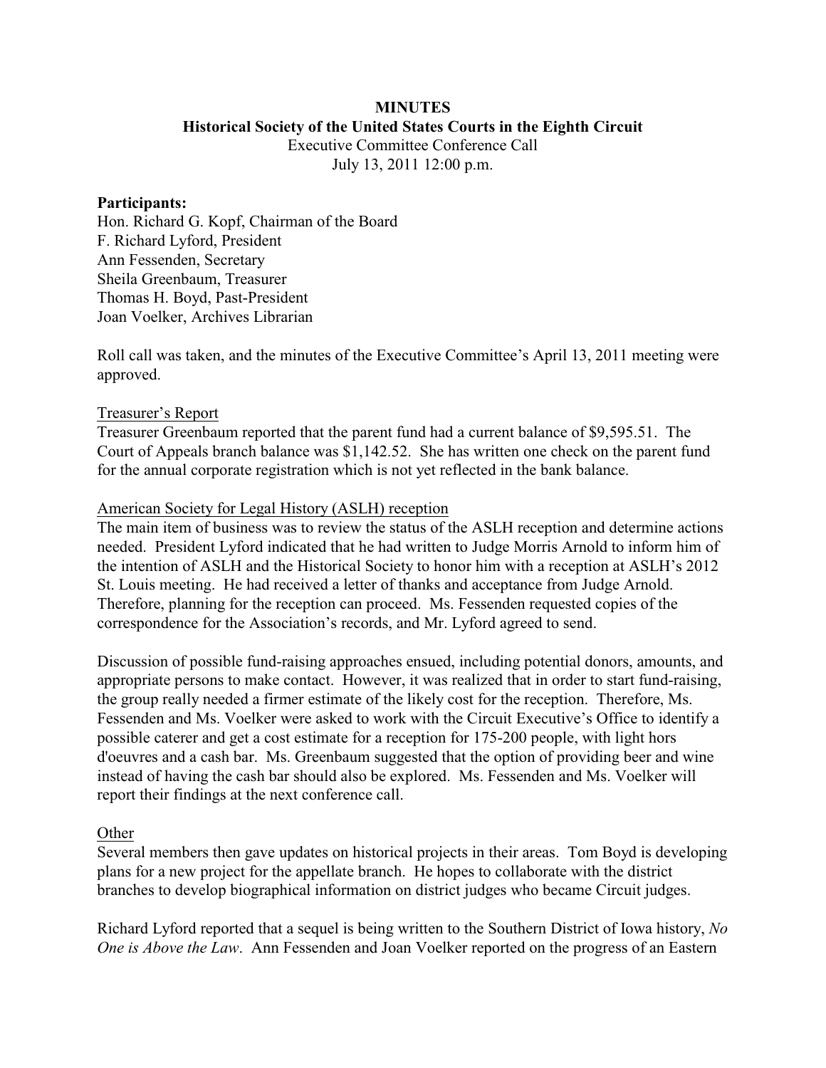# MINUTES

## Historical Society of the United States Courts in the Eighth Circuit

Executive Committee Conference Call
July 13, 2011 12:00 p.m.

**Participants:**
Hon. Richard G. Kopf, Chairman of the Board
F. Richard Lyford, President
Ann Fessenden, Secretary
Sheila Greenbaum, Treasurer
Thomas H. Boyd, Past-President
Joan Voelker, Archives Librarian

Roll call was taken, and the minutes of the Executive Committee's April 13, 2011 meeting were approved.

Treasurer's Report

Treasurer Greenbaum reported that the parent fund had a current balance of $9,595.51. The Court of Appeals branch balance was $1,142.52. She has written one check on the parent fund for the annual corporate registration which is not yet reflected in the bank balance.

American Society for Legal History (ASLH) reception

The main item of business was to review the status of the ASLH reception and determine actions needed. President Lyford indicated that he had written to Judge Morris Arnold to inform him of the intention of ASLH and the Historical Society to honor him with a reception at ASLH's 2012 St. Louis meeting. He had received a letter of thanks and acceptance from Judge Arnold. Therefore, planning for the reception can proceed. Ms. Fessenden requested copies of the correspondence for the Association's records, and Mr. Lyford agreed to send.

Discussion of possible fund-raising approaches ensued, including potential donors, amounts, and appropriate persons to make contact. However, it was realized that in order to start fund-raising, the group really needed a firmer estimate of the likely cost for the reception. Therefore, Ms. Fessenden and Ms. Voelker were asked to work with the Circuit Executive's Office to identify a possible caterer and get a cost estimate for a reception for 175-200 people, with light hors d'oeuvres and a cash bar. Ms. Greenbaum suggested that the option of providing beer and wine instead of having the cash bar should also be explored. Ms. Fessenden and Ms. Voelker will report their findings at the next conference call.

Other

Several members then gave updates on historical projects in their areas. Tom Boyd is developing plans for a new project for the appellate branch. He hopes to collaborate with the district branches to develop biographical information on district judges who became Circuit judges.

Richard Lyford reported that a sequel is being written to the Southern District of Iowa history, *No One is Above the Law*. Ann Fessenden and Joan Voelker reported on the progress of an Eastern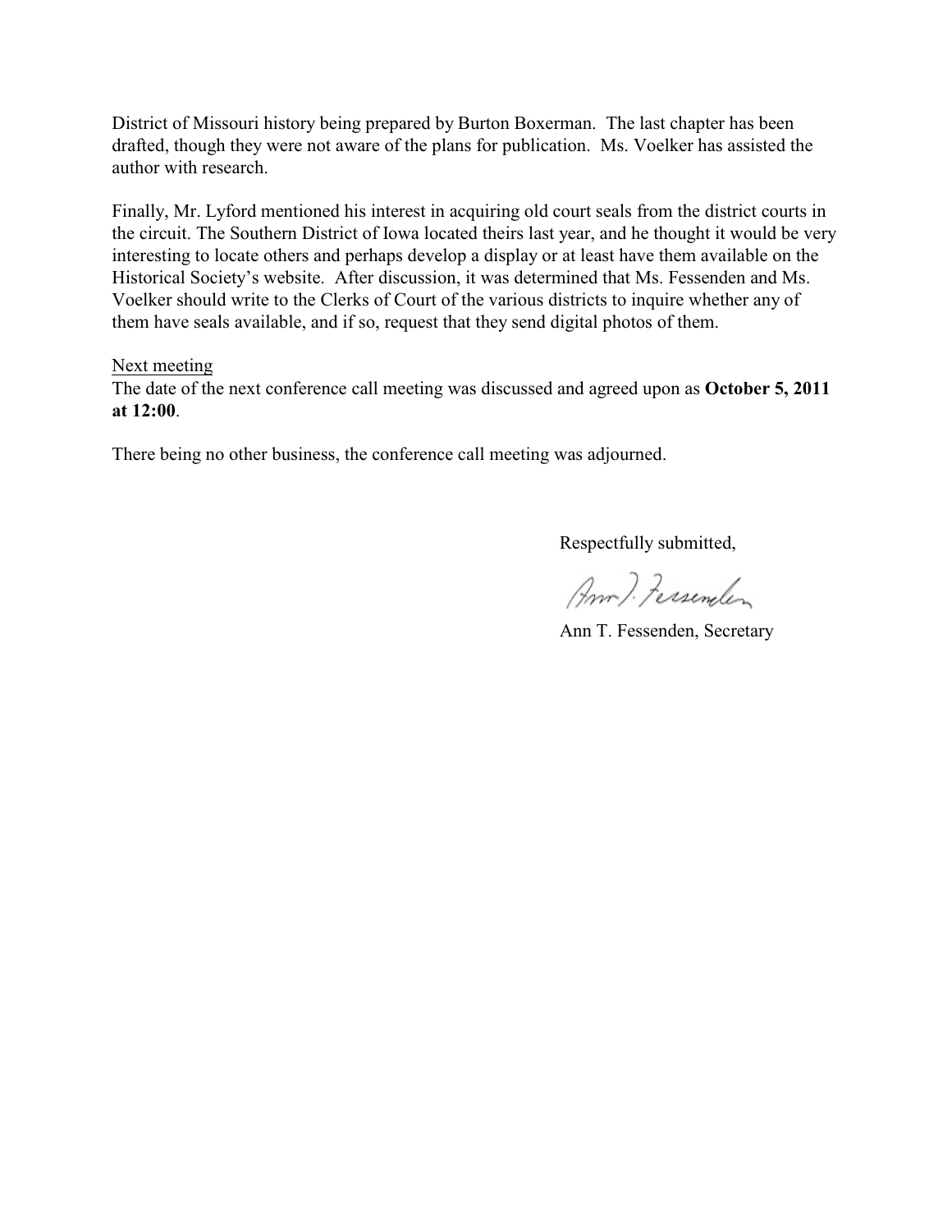District of Missouri history being prepared by Burton Boxerman. The last chapter has been drafted, though they were not aware of the plans for publication. Ms. Voelker has assisted the author with research.

Finally, Mr. Lyford mentioned his interest in acquiring old court seals from the district courts in the circuit. The Southern District of Iowa located theirs last year, and he thought it would be very interesting to locate others and perhaps develop a display or at least have them available on the Historical Society's website. After discussion, it was determined that Ms. Fessenden and Ms. Voelker should write to the Clerks of Court of the various districts to inquire whether any of them have seals available, and if so, request that they send digital photos of them.

Next meeting

The date of the next conference call meeting was discussed and agreed upon as **October 5, 2011 at 12:00**.

There being no other business, the conference call meeting was adjourned.

Respectfully submitted,

Ann T. Fessenden, Secretary